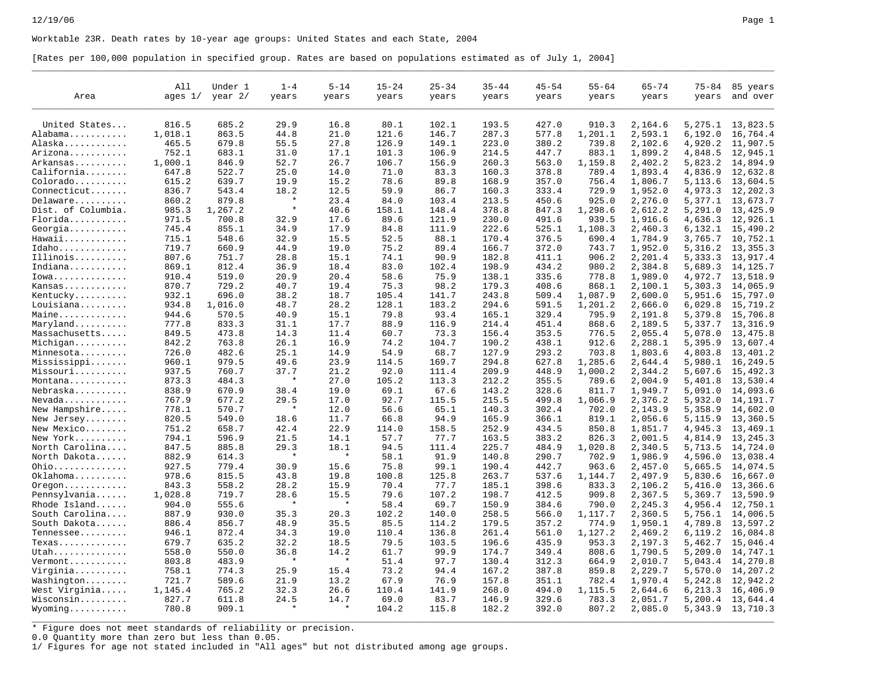Worktable 23R. Death rates by 10-year age groups: United States and each State, 2004

[Rates per 100,000 population in specified group. Rates are based on populations estimated as of July 1, 2004]

| Area | All ages 1/ | Under 1 year 2/ | 1-4 years | 5-14 years | 15-24 years | 25-34 years | 35-44 years | 45-54 years | 55-64 years | 65-74 years | 75-84 years | 85 years and over |
|---|---|---|---|---|---|---|---|---|---|---|---|---|
| United States... | 816.5 | 685.2 | 29.9 | 16.8 | 80.1 | 102.1 | 193.5 | 427.0 | 910.3 | 2,164.6 | 5,275.1 | 13,823.5 |
| Alabama.......... | 1,018.1 | 863.5 | 44.8 | 21.0 | 121.6 | 146.7 | 287.3 | 577.8 | 1,201.1 | 2,593.1 | 6,192.0 | 16,764.4 |
| Alaska........... | 465.5 | 679.8 | 55.5 | 27.8 | 126.9 | 149.1 | 223.0 | 380.2 | 739.8 | 2,102.6 | 4,920.2 | 11,907.5 |
| Arizona.......... | 752.1 | 683.1 | 31.0 | 17.1 | 101.3 | 106.9 | 214.5 | 447.7 | 883.1 | 1,899.2 | 4,848.5 | 12,945.1 |
| Arkansas......... | 1,000.1 | 846.9 | 52.7 | 26.7 | 106.7 | 156.9 | 260.3 | 563.0 | 1,159.8 | 2,402.2 | 5,823.2 | 14,894.9 |
| California....... | 647.8 | 522.7 | 25.0 | 14.0 | 71.0 | 83.3 | 160.3 | 378.8 | 789.4 | 1,893.4 | 4,836.9 | 12,632.8 |
| Colorado......... | 615.2 | 639.7 | 19.9 | 15.2 | 78.6 | 89.8 | 168.9 | 357.0 | 756.4 | 1,806.7 | 5,113.6 | 13,604.5 |
| Connecticut...... | 836.7 | 543.4 | 18.2 | 12.5 | 59.9 | 86.7 | 160.3 | 333.4 | 729.9 | 1,952.0 | 4,973.3 | 12,202.3 |
| Delaware......... | 860.2 | 879.8 | * | 23.4 | 84.0 | 103.4 | 213.5 | 450.6 | 925.0 | 2,276.0 | 5,377.1 | 13,673.7 |
| Dist. of Columbia. | 985.3 | 1,267.2 | * | 40.6 | 158.1 | 148.4 | 378.8 | 847.3 | 1,298.6 | 2,612.2 | 5,291.0 | 13,425.9 |
| Florida.......... | 971.5 | 700.8 | 32.9 | 17.6 | 89.6 | 121.9 | 230.0 | 491.6 | 939.5 | 1,916.6 | 4,636.3 | 12,926.1 |
| Georgia.......... | 745.4 | 855.1 | 34.9 | 17.9 | 84.8 | 111.9 | 222.6 | 525.1 | 1,108.3 | 2,460.3 | 6,132.1 | 15,490.2 |
| Hawaii........... | 715.1 | 548.6 | 32.9 | 15.5 | 52.5 | 88.1 | 170.4 | 376.5 | 690.4 | 1,784.9 | 3,765.7 | 10,752.1 |
| Idaho............ | 719.7 | 660.9 | 44.9 | 19.0 | 75.2 | 89.4 | 166.7 | 372.0 | 743.7 | 1,952.0 | 5,316.2 | 13,355.3 |
| Illinois......... | 807.6 | 751.7 | 28.8 | 15.1 | 74.1 | 90.9 | 182.8 | 411.1 | 906.2 | 2,201.4 | 5,333.3 | 13,917.4 |
| Indiana.......... | 869.1 | 812.4 | 36.9 | 18.4 | 83.0 | 102.4 | 198.9 | 434.2 | 980.2 | 2,384.8 | 5,689.3 | 14,125.7 |
| Iowa............. | 910.4 | 519.0 | 20.9 | 20.4 | 58.6 | 75.9 | 138.1 | 335.6 | 778.8 | 1,989.0 | 4,972.7 | 13,518.9 |
| Kansas........... | 870.7 | 729.2 | 40.7 | 19.4 | 75.3 | 98.2 | 179.3 | 408.6 | 868.1 | 2,100.1 | 5,303.3 | 14,065.9 |
| Kentucky......... | 932.1 | 696.0 | 38.2 | 18.7 | 105.4 | 141.7 | 243.8 | 509.4 | 1,087.9 | 2,600.0 | 5,951.6 | 15,797.0 |
| Louisiana........ | 934.8 | 1,016.0 | 48.7 | 28.2 | 128.1 | 183.2 | 294.6 | 591.5 | 1,201.2 | 2,666.0 | 6,029.8 | 15,719.2 |
| Maine............ | 944.6 | 570.5 | 40.9 | 15.1 | 79.8 | 93.4 | 165.1 | 329.4 | 795.9 | 2,191.8 | 5,379.8 | 15,706.8 |
| Maryland......... | 777.8 | 833.3 | 31.1 | 17.7 | 88.9 | 116.9 | 214.4 | 451.4 | 868.6 | 2,189.5 | 5,337.7 | 13,316.9 |
| Massachusetts.... | 849.5 | 473.8 | 14.3 | 11.4 | 60.7 | 73.3 | 156.4 | 353.5 | 776.5 | 2,055.4 | 5,078.0 | 13,475.8 |
| Michigan......... | 842.2 | 763.8 | 26.1 | 16.9 | 74.2 | 104.7 | 190.2 | 438.1 | 912.6 | 2,288.1 | 5,395.9 | 13,607.4 |
| Minnesota........ | 726.0 | 482.6 | 25.1 | 14.9 | 54.9 | 68.7 | 127.9 | 293.2 | 703.8 | 1,803.6 | 4,803.8 | 13,401.2 |
| Mississippi...... | 960.1 | 979.5 | 49.6 | 23.9 | 114.5 | 169.7 | 294.8 | 627.8 | 1,285.6 | 2,644.4 | 5,980.1 | 16,249.5 |
| Missouri......... | 937.5 | 760.7 | 37.7 | 21.2 | 92.0 | 111.4 | 209.9 | 448.9 | 1,000.2 | 2,344.2 | 5,607.6 | 15,492.3 |
| Montana.......... | 873.3 | 484.3 | * | 27.0 | 105.2 | 113.3 | 212.2 | 355.5 | 789.6 | 2,004.9 | 5,401.8 | 13,530.4 |
| Nebraska......... | 838.9 | 670.9 | 38.4 | 19.0 | 69.1 | 67.6 | 143.2 | 328.6 | 811.7 | 1,949.7 | 5,091.0 | 14,093.6 |
| Nevada........... | 767.9 | 677.2 | 29.5 | 17.0 | 92.7 | 115.5 | 215.5 | 499.8 | 1,066.9 | 2,376.2 | 5,932.0 | 14,191.7 |
| New Hampshire.... | 778.1 | 570.7 | * | 12.0 | 56.6 | 65.1 | 140.3 | 302.4 | 702.0 | 2,143.9 | 5,358.9 | 14,602.0 |
| New Jersey....... | 820.5 | 549.0 | 18.6 | 11.7 | 66.8 | 94.9 | 165.9 | 366.1 | 819.1 | 2,056.6 | 5,115.9 | 13,360.5 |
| New Mexico....... | 751.2 | 658.7 | 42.4 | 22.9 | 114.0 | 158.5 | 252.9 | 434.5 | 850.8 | 1,851.7 | 4,945.3 | 13,469.1 |
| New York......... | 794.1 | 596.9 | 21.5 | 14.1 | 57.7 | 77.7 | 163.5 | 383.2 | 826.3 | 2,001.5 | 4,814.9 | 13,245.3 |
| North Carolina... | 847.5 | 885.8 | 29.3 | 18.1 | 94.5 | 111.4 | 225.7 | 484.9 | 1,020.8 | 2,340.5 | 5,713.5 | 14,724.0 |
| North Dakota..... | 882.9 | 614.3 | * | * | 58.1 | 91.9 | 140.8 | 290.7 | 702.9 | 1,986.9 | 4,596.0 | 13,038.4 |
| Ohio............. | 927.5 | 779.4 | 30.9 | 15.6 | 75.8 | 99.1 | 190.4 | 442.7 | 963.6 | 2,457.0 | 5,665.5 | 14,074.5 |
| Oklahoma......... | 978.6 | 815.5 | 43.8 | 19.8 | 100.8 | 125.8 | 263.7 | 537.6 | 1,144.7 | 2,497.9 | 5,830.6 | 16,667.0 |
| Oregon........... | 843.3 | 558.2 | 28.2 | 15.9 | 70.4 | 77.7 | 185.1 | 398.6 | 833.3 | 2,106.2 | 5,416.0 | 13,366.6 |
| Pennsylvania..... | 1,028.8 | 719.7 | 28.6 | 15.5 | 79.6 | 107.2 | 198.7 | 412.5 | 909.8 | 2,367.5 | 5,369.7 | 13,590.9 |
| Rhode Island..... | 904.0 | 555.6 | * | * | 58.4 | 69.7 | 150.9 | 384.6 | 790.0 | 2,245.3 | 4,956.4 | 12,750.1 |
| South Carolina... | 887.9 | 930.0 | 35.3 | 20.3 | 102.2 | 140.0 | 258.5 | 566.0 | 1,117.7 | 2,360.5 | 5,756.1 | 14,006.5 |
| South Dakota..... | 886.4 | 856.7 | 48.9 | 35.5 | 85.5 | 114.2 | 179.5 | 357.2 | 774.9 | 1,950.1 | 4,789.8 | 13,597.2 |
| Tennessee........ | 946.1 | 872.4 | 34.3 | 19.0 | 110.4 | 136.8 | 261.4 | 561.0 | 1,127.2 | 2,469.2 | 6,119.2 | 16,084.8 |
| Texas............ | 679.7 | 635.2 | 32.2 | 18.5 | 79.5 | 103.5 | 196.6 | 435.9 | 953.3 | 2,197.3 | 5,462.7 | 15,046.4 |
| Utah............. | 558.0 | 550.0 | 36.8 | 14.2 | 61.7 | 99.9 | 174.7 | 349.4 | 808.6 | 1,790.5 | 5,209.0 | 14,747.1 |
| Vermont.......... | 803.8 | 483.9 | * | * | 51.4 | 97.7 | 130.4 | 312.3 | 664.9 | 2,010.7 | 5,043.4 | 14,270.8 |
| Virginia......... | 758.1 | 774.3 | 25.9 | 15.4 | 73.2 | 94.4 | 167.2 | 387.8 | 859.8 | 2,229.7 | 5,570.0 | 14,207.2 |
| Washington....... | 721.7 | 589.6 | 21.9 | 13.2 | 67.9 | 76.9 | 157.8 | 351.1 | 782.4 | 1,970.4 | 5,242.8 | 12,942.2 |
| West Virginia.... | 1,145.4 | 765.2 | 32.3 | 26.6 | 110.4 | 141.9 | 268.0 | 494.0 | 1,115.5 | 2,644.6 | 6,213.3 | 16,406.9 |
| Wisconsin........ | 827.7 | 611.8 | 24.5 | 14.7 | 69.0 | 83.7 | 146.9 | 329.6 | 783.3 | 2,051.7 | 5,200.4 | 13,644.4 |
| Wyoming.......... | 780.8 | 909.1 | * | * | 104.2 | 115.8 | 182.2 | 392.0 | 807.2 | 2,085.0 | 5,343.9 | 13,710.3 |

* Figure does not meet standards of reliability or precision.
0.0 Quantity more than zero but less than 0.05.
1/ Figures for age not stated included in "All ages" but not distributed among age groups.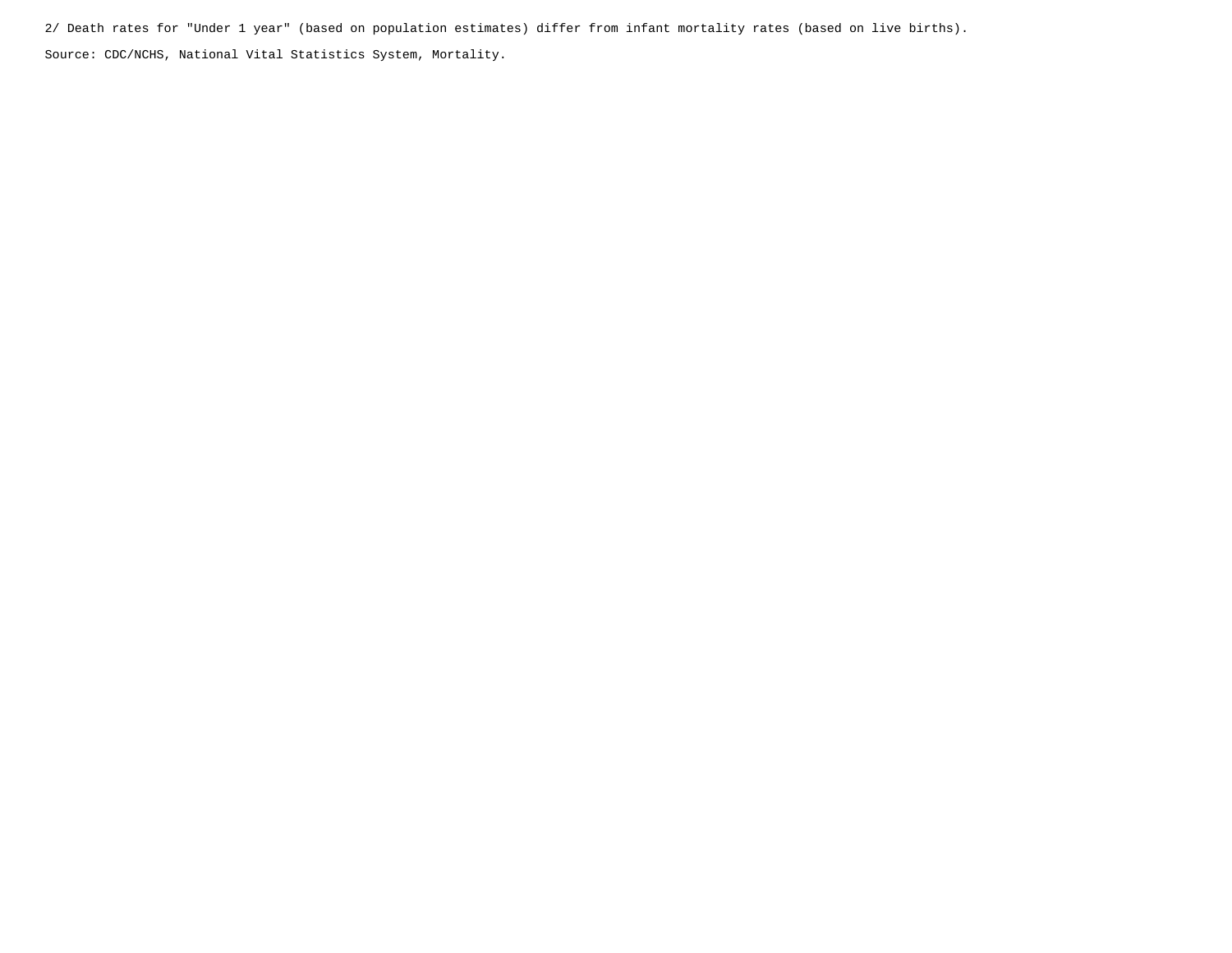2/ Death rates for "Under 1 year" (based on population estimates) differ from infant mortality rates (based on live births).

Source: CDC/NCHS, National Vital Statistics System, Mortality.